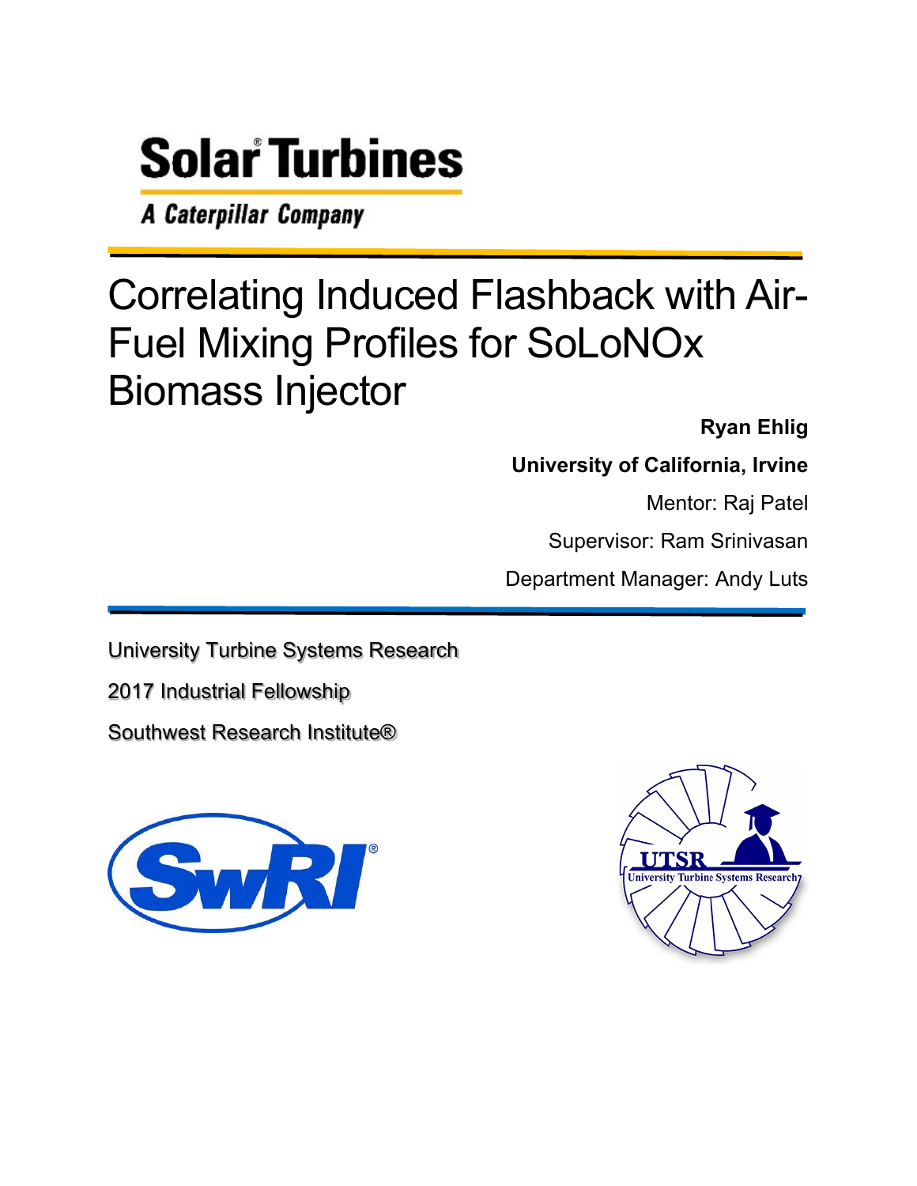**Solar Turbines**

*A Caterpillar Company*

# Correlating Induced Flashback with Air-Fuel Mixing Profiles for SoLoNOx Biomass Injector

**Ryan Ehlig**

**University of California, Irvine**

Mentor: Raj Patel

Supervisor: Ram Srinivasan

Department Manager: Andy Luts

University Turbine Systems Research

2017 Industrial Fellowship

Southwest Research Institute®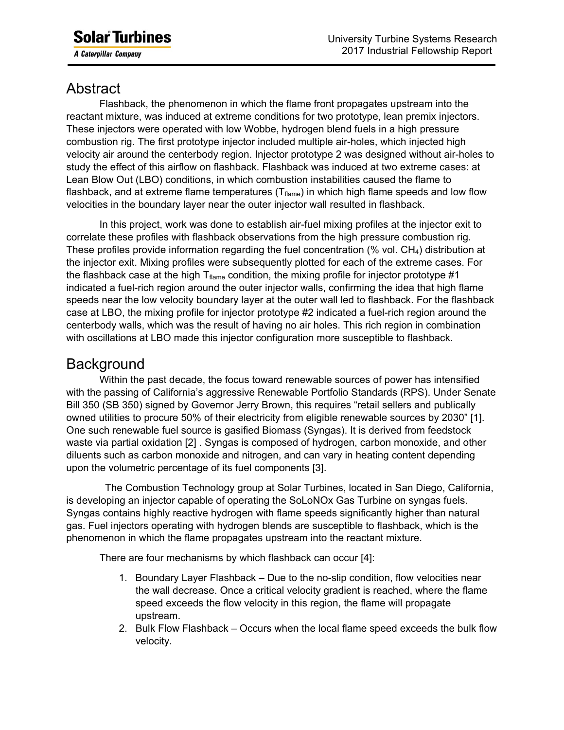## Abstract

Flashback, the phenomenon in which the flame front propagates upstream into the reactant mixture, was induced at extreme conditions for two prototype, lean premix injectors. These injectors were operated with low Wobbe, hydrogen blend fuels in a high pressure combustion rig. The first prototype injector included multiple air-holes, which injected high velocity air around the centerbody region. Injector prototype 2 was designed without air-holes to study the effect of this airflow on flashback. Flashback was induced at two extreme cases: at Lean Blow Out (LBO) conditions, in which combustion instabilities caused the flame to flashback, and at extreme flame temperatures ($T_{flame}$) in which high flame speeds and low flow velocities in the boundary layer near the outer injector wall resulted in flashback.

In this project, work was done to establish air-fuel mixing profiles at the injector exit to correlate these profiles with flashback observations from the high pressure combustion rig. These profiles provide information regarding the fuel concentration (% vol. $CH_4$) distribution at the injector exit. Mixing profiles were subsequently plotted for each of the extreme cases. For the flashback case at the high $T_{flame}$ condition, the mixing profile for injector prototype #1 indicated a fuel-rich region around the outer injector walls, confirming the idea that high flame speeds near the low velocity boundary layer at the outer wall led to flashback. For the flashback case at LBO, the mixing profile for injector prototype #2 indicated a fuel-rich region around the centerbody walls, which was the result of having no air holes. This rich region in combination with oscillations at LBO made this injector configuration more susceptible to flashback.

## Background

Within the past decade, the focus toward renewable sources of power has intensified with the passing of California's aggressive Renewable Portfolio Standards (RPS). Under Senate Bill 350 (SB 350) signed by Governor Jerry Brown, this requires "retail sellers and publically owned utilities to procure 50% of their electricity from eligible renewable sources by 2030" [1]. One such renewable fuel source is gasified Biomass (Syngas). It is derived from feedstock waste via partial oxidation [2] . Syngas is composed of hydrogen, carbon monoxide, and other diluents such as carbon monoxide and nitrogen, and can vary in heating content depending upon the volumetric percentage of its fuel components [3].

The Combustion Technology group at Solar Turbines, located in San Diego, California, is developing an injector capable of operating the SoLoNOx Gas Turbine on syngas fuels. Syngas contains highly reactive hydrogen with flame speeds significantly higher than natural gas. Fuel injectors operating with hydrogen blends are susceptible to flashback, which is the phenomenon in which the flame propagates upstream into the reactant mixture.

There are four mechanisms by which flashback can occur [4]:

1. Boundary Layer Flashback – Due to the no-slip condition, flow velocities near the wall decrease. Once a critical velocity gradient is reached, where the flame speed exceeds the flow velocity in this region, the flame will propagate upstream.
2. Bulk Flow Flashback – Occurs when the local flame speed exceeds the bulk flow velocity.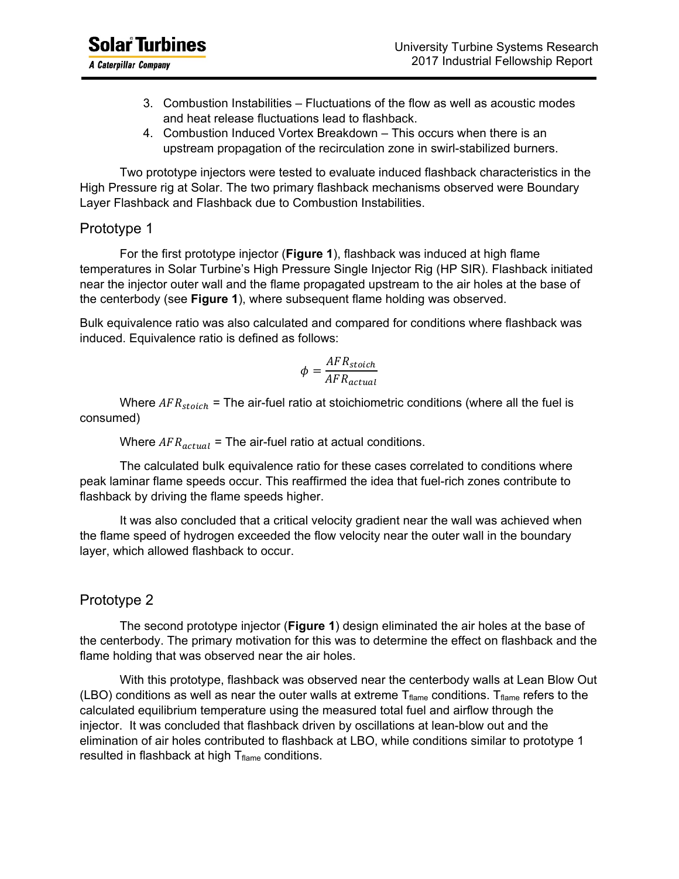3. Combustion Instabilities – Fluctuations of the flow as well as acoustic modes and heat release fluctuations lead to flashback.
4. Combustion Induced Vortex Breakdown – This occurs when there is an upstream propagation of the recirculation zone in swirl-stabilized burners.

Two prototype injectors were tested to evaluate induced flashback characteristics in the High Pressure rig at Solar. The two primary flashback mechanisms observed were Boundary Layer Flashback and Flashback due to Combustion Instabilities.

## Prototype 1

For the first prototype injector (**Figure 1**), flashback was induced at high flame temperatures in Solar Turbine's High Pressure Single Injector Rig (HP SIR). Flashback initiated near the injector outer wall and the flame propagated upstream to the air holes at the base of the centerbody (see **Figure 1**), where subsequent flame holding was observed.

Bulk equivalence ratio was also calculated and compared for conditions where flashback was induced. Equivalence ratio is defined as follows:

$$\phi = \frac{AFR_{stoich}}{AFR_{actual}}$$

Where $AFR_{stoich}$ = The air-fuel ratio at stoichiometric conditions (where all the fuel is consumed)

Where $AFR_{actual}$ = The air-fuel ratio at actual conditions.

The calculated bulk equivalence ratio for these cases correlated to conditions where peak laminar flame speeds occur. This reaffirmed the idea that fuel-rich zones contribute to flashback by driving the flame speeds higher.

It was also concluded that a critical velocity gradient near the wall was achieved when the flame speed of hydrogen exceeded the flow velocity near the outer wall in the boundary layer, which allowed flashback to occur.

## Prototype 2

The second prototype injector (**Figure 1**) design eliminated the air holes at the base of the centerbody. The primary motivation for this was to determine the effect on flashback and the flame holding that was observed near the air holes.

With this prototype, flashback was observed near the centerbody walls at Lean Blow Out (LBO) conditions as well as near the outer walls at extreme $T_{flame}$ conditions. $T_{flame}$ refers to the calculated equilibrium temperature using the measured total fuel and airflow through the injector. It was concluded that flashback driven by oscillations at lean-blow out and the elimination of air holes contributed to flashback at LBO, while conditions similar to prototype 1 resulted in flashback at high $T_{flame}$ conditions.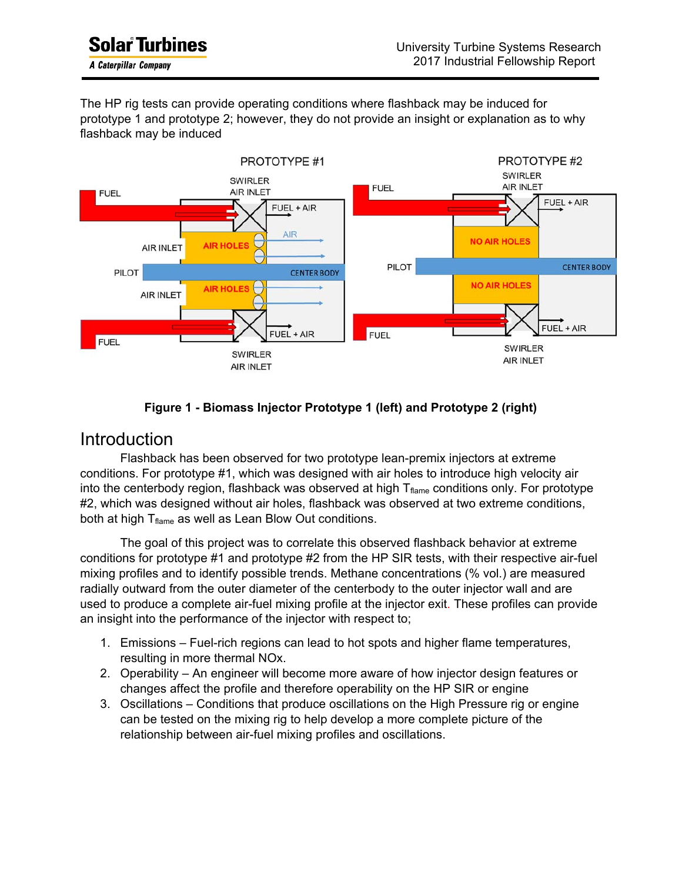The HP rig tests can provide operating conditions where flashback may be induced for prototype 1 and prototype 2; however, they do not provide an insight or explanation as to why flashback may be induced

**Figure 1 - Biomass Injector Prototype 1 (left) and Prototype 2 (right)**

## Introduction

Flashback has been observed for two prototype lean-premix injectors at extreme conditions. For prototype #1, which was designed with air holes to introduce high velocity air into the centerbody region, flashback was observed at high $T_{flame}$ conditions only. For prototype #2, which was designed without air holes, flashback was observed at two extreme conditions, both at high $T_{flame}$ as well as Lean Blow Out conditions.

The goal of this project was to correlate this observed flashback behavior at extreme conditions for prototype #1 and prototype #2 from the HP SIR tests, with their respective air-fuel mixing profiles and to identify possible trends. Methane concentrations (% vol.) are measured radially outward from the outer diameter of the centerbody to the outer injector wall and are used to produce a complete air-fuel mixing profile at the injector exit. These profiles can provide an insight into the performance of the injector with respect to;

1. Emissions – Fuel-rich regions can lead to hot spots and higher flame temperatures, resulting in more thermal NOx.
2. Operability – An engineer will become more aware of how injector design features or changes affect the profile and therefore operability on the HP SIR or engine
3. Oscillations – Conditions that produce oscillations on the High Pressure rig or engine can be tested on the mixing rig to help develop a more complete picture of the relationship between air-fuel mixing profiles and oscillations.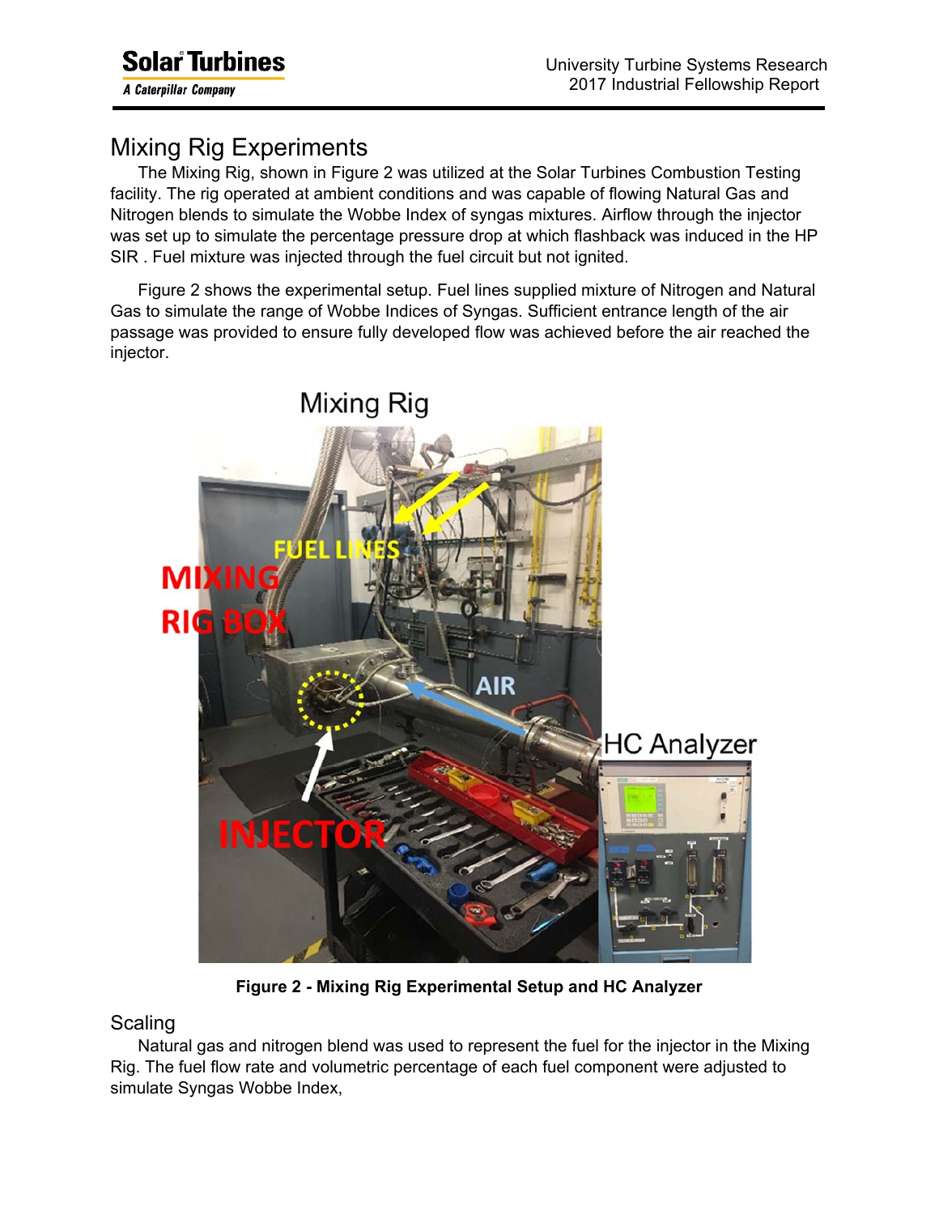## Mixing Rig Experiments

The Mixing Rig, shown in Figure 2 was utilized at the Solar Turbines Combustion Testing facility. The rig operated at ambient conditions and was capable of flowing Natural Gas and Nitrogen blends to simulate the Wobbe Index of syngas mixtures. Airflow through the injector was set up to simulate the percentage pressure drop at which flashback was induced in the HP SIR . Fuel mixture was injected through the fuel circuit but not ignited.

Figure 2 shows the experimental setup. Fuel lines supplied mixture of Nitrogen and Natural Gas to simulate the range of Wobbe Indices of Syngas. Sufficient entrance length of the air passage was provided to ensure fully developed flow was achieved before the air reached the injector.

**Figure 2 - Mixing Rig Experimental Setup and HC Analyzer**

### Scaling

Natural gas and nitrogen blend was used to represent the fuel for the injector in the Mixing Rig. The fuel flow rate and volumetric percentage of each fuel component were adjusted to simulate Syngas Wobbe Index,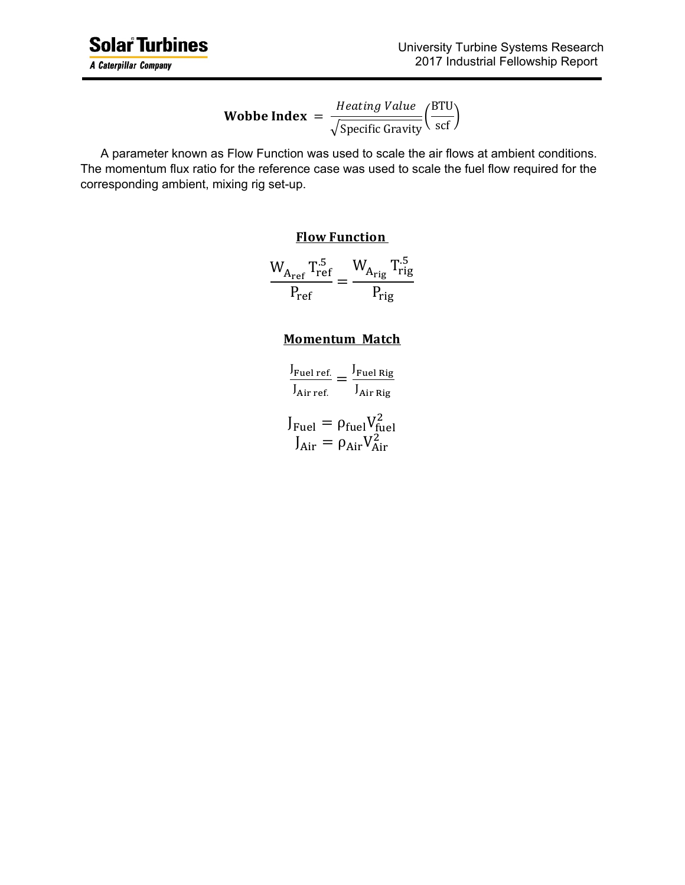$$\textbf{Wobbe Index} = \frac{Heating\ Value}{\sqrt{\text{Specific Gravity}}}\left(\frac{\text{BTU}}{\text{scf}}\right)$$

A parameter known as Flow Function was used to scale the air flows at ambient conditions. The momentum flux ratio for the reference case was used to scale the fuel flow required for the corresponding ambient, mixing rig set-up.

**Flow Function**

$$\frac{\mathrm{W}_{\mathrm{A}_{\mathrm{ref}}}\,\mathrm{T}_{\mathrm{ref}}^{.5}}{\mathrm{P}_{\mathrm{ref}}} = \frac{\mathrm{W}_{\mathrm{A}_{\mathrm{rig}}}\,\mathrm{T}_{\mathrm{rig}}^{.5}}{\mathrm{P}_{\mathrm{rig}}}$$

**Momentum Match**

$$\frac{\mathrm{J}_{\text{Fuel ref.}}}{\mathrm{J}_{\text{Air ref.}}} = \frac{\mathrm{J}_{\text{Fuel Rig}}}{\mathrm{J}_{\text{Air Rig}}}$$

$$\mathrm{J}_{\mathrm{Fuel}} = \rho_{\mathrm{fuel}}\mathrm{V}_{\mathrm{fuel}}^{2}$$

$$\mathrm{J}_{\mathrm{Air}} = \rho_{\mathrm{Air}}\mathrm{V}_{\mathrm{Air}}^{2}$$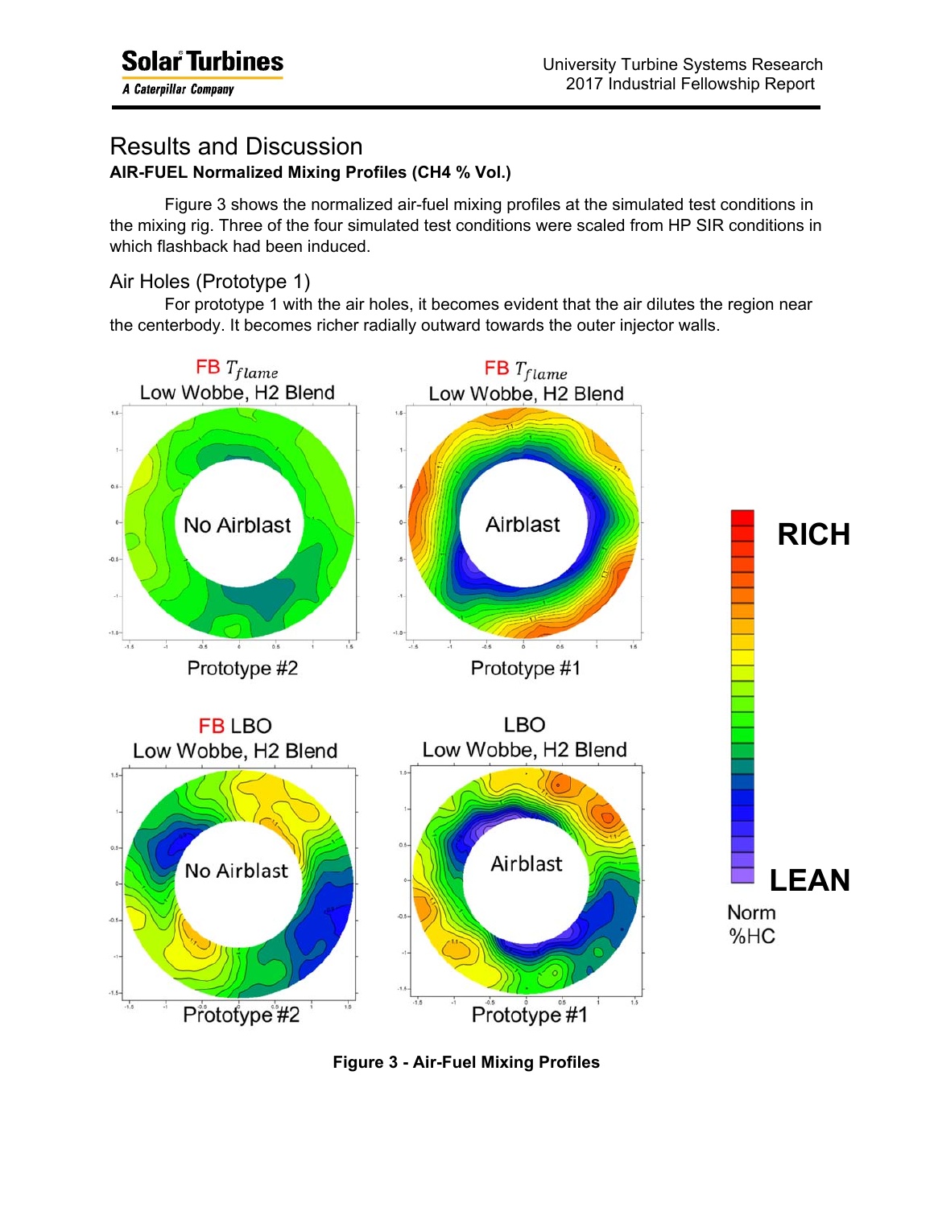## Results and Discussion

**AIR-FUEL Normalized Mixing Profiles (CH4 % Vol.)**

Figure 3 shows the normalized air-fuel mixing profiles at the simulated test conditions in the mixing rig. Three of the four simulated test conditions were scaled from HP SIR conditions in which flashback had been induced.

### Air Holes (Prototype 1)

For prototype 1 with the air holes, it becomes evident that the air dilutes the region near the centerbody. It becomes richer radially outward towards the outer injector walls.

**Figure 3 - Air-Fuel Mixing Profiles**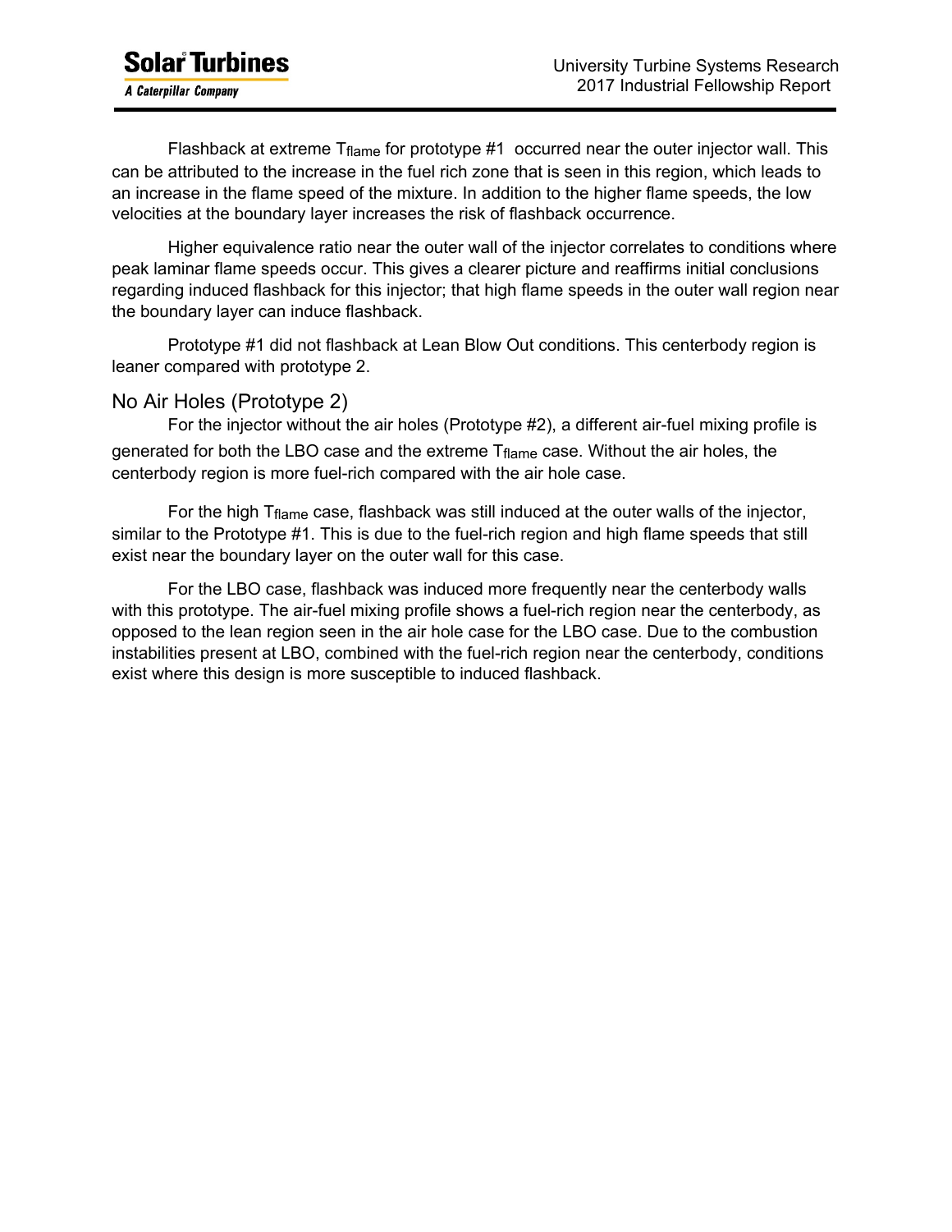Flashback at extreme $T_{flame}$ for prototype #1 occurred near the outer injector wall. This can be attributed to the increase in the fuel rich zone that is seen in this region, which leads to an increase in the flame speed of the mixture. In addition to the higher flame speeds, the low velocities at the boundary layer increases the risk of flashback occurrence.

Higher equivalence ratio near the outer wall of the injector correlates to conditions where peak laminar flame speeds occur. This gives a clearer picture and reaffirms initial conclusions regarding induced flashback for this injector; that high flame speeds in the outer wall region near the boundary layer can induce flashback.

Prototype #1 did not flashback at Lean Blow Out conditions. This centerbody region is leaner compared with prototype 2.

## No Air Holes (Prototype 2)

For the injector without the air holes (Prototype #2), a different air-fuel mixing profile is generated for both the LBO case and the extreme $T_{flame}$ case. Without the air holes, the centerbody region is more fuel-rich compared with the air hole case.

For the high $T_{flame}$ case, flashback was still induced at the outer walls of the injector, similar to the Prototype #1. This is due to the fuel-rich region and high flame speeds that still exist near the boundary layer on the outer wall for this case.

For the LBO case, flashback was induced more frequently near the centerbody walls with this prototype. The air-fuel mixing profile shows a fuel-rich region near the centerbody, as opposed to the lean region seen in the air hole case for the LBO case. Due to the combustion instabilities present at LBO, combined with the fuel-rich region near the centerbody, conditions exist where this design is more susceptible to induced flashback.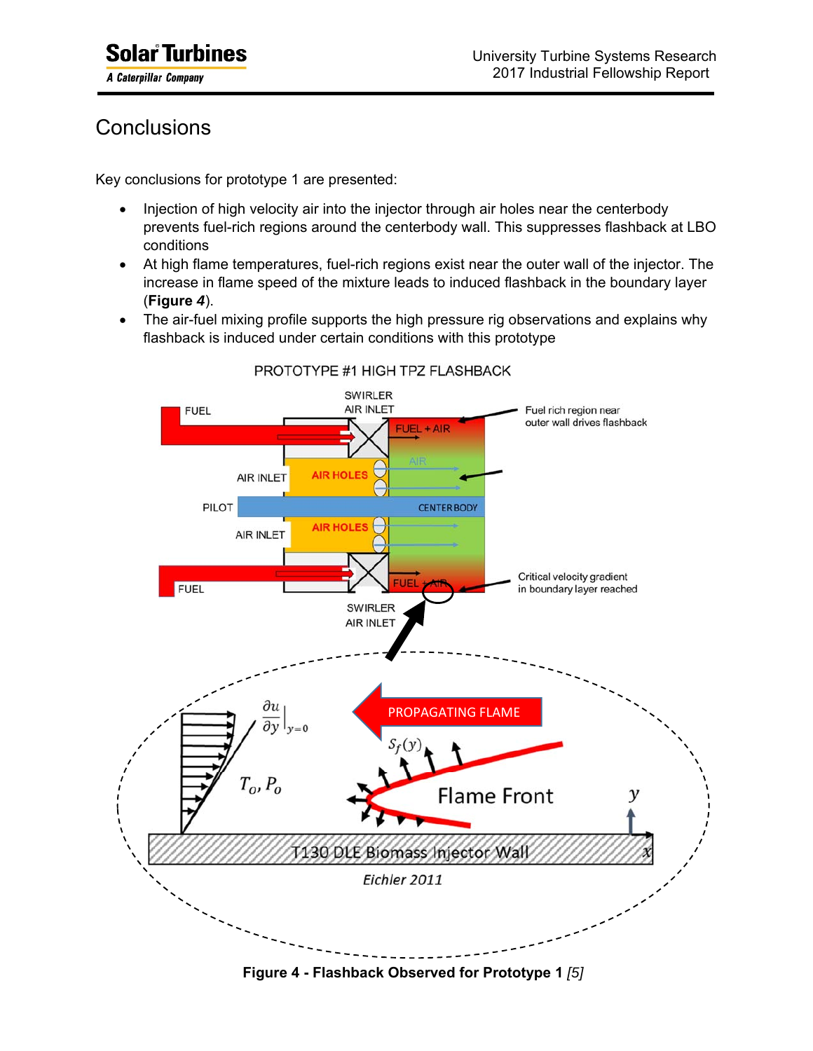# Conclusions

Key conclusions for prototype 1 are presented:

- Injection of high velocity air into the injector through air holes near the centerbody prevents fuel-rich regions around the centerbody wall. This suppresses flashback at LBO conditions
- At high flame temperatures, fuel-rich regions exist near the outer wall of the injector. The increase in flame speed of the mixture leads to induced flashback in the boundary layer (**Figure *4***).
- The air-fuel mixing profile supports the high pressure rig observations and explains why flashback is induced under certain conditions with this prototype

**Figure 4 - Flashback Observed for Prototype 1** *[5]*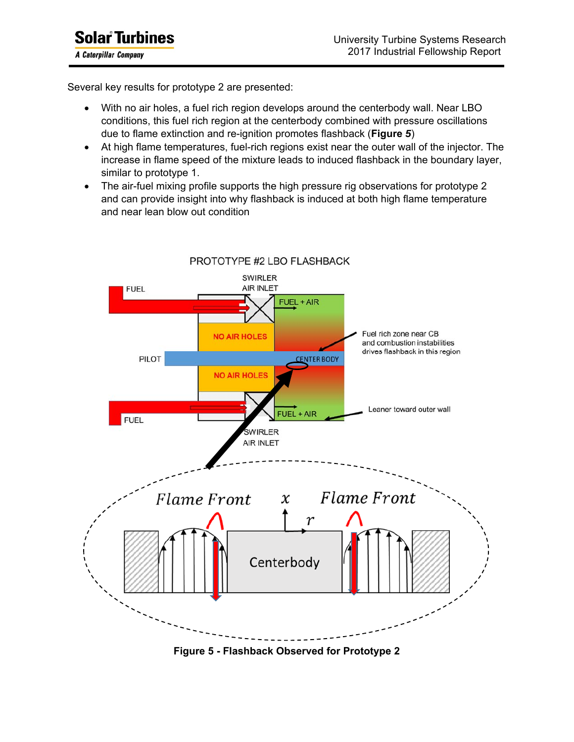Several key results for prototype 2 are presented:

- With no air holes, a fuel rich region develops around the centerbody wall. Near LBO conditions, this fuel rich region at the centerbody combined with pressure oscillations due to flame extinction and re-ignition promotes flashback (**Figure *5***)
- At high flame temperatures, fuel-rich regions exist near the outer wall of the injector. The increase in flame speed of the mixture leads to induced flashback in the boundary layer, similar to prototype 1.
- The air-fuel mixing profile supports the high pressure rig observations for prototype 2 and can provide insight into why flashback is induced at both high flame temperature and near lean blow out condition

**Figure 5 - Flashback Observed for Prototype 2**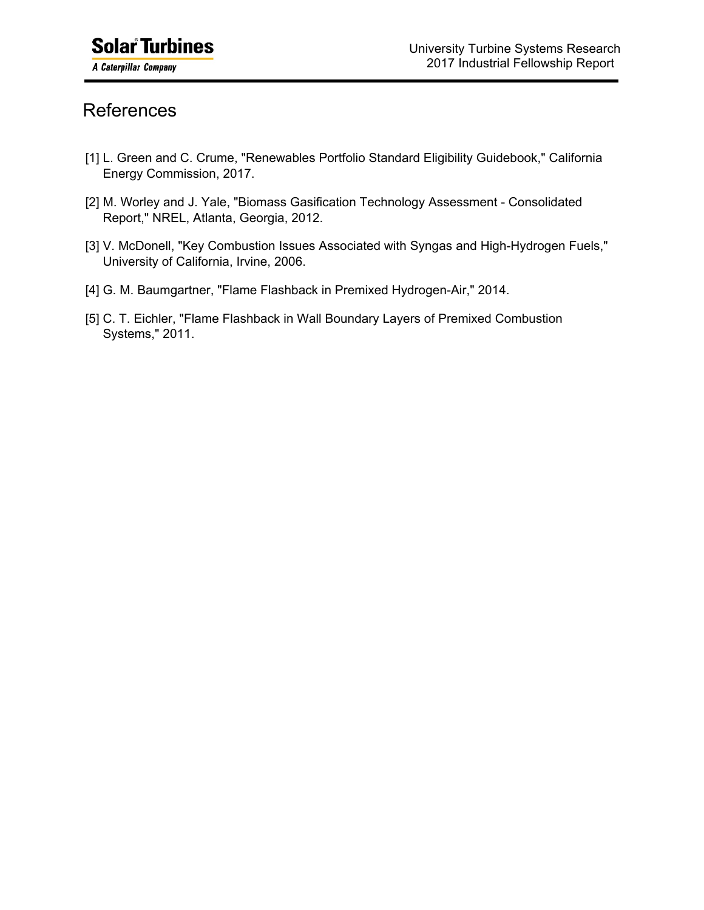# References

[1] L. Green and C. Crume, "Renewables Portfolio Standard Eligibility Guidebook," California Energy Commission, 2017.

[2] M. Worley and J. Yale, "Biomass Gasification Technology Assessment - Consolidated Report," NREL, Atlanta, Georgia, 2012.

[3] V. McDonell, "Key Combustion Issues Associated with Syngas and High-Hydrogen Fuels," University of California, Irvine, 2006.

[4] G. M. Baumgartner, "Flame Flashback in Premixed Hydrogen-Air," 2014.

[5] C. T. Eichler, "Flame Flashback in Wall Boundary Layers of Premixed Combustion Systems," 2011.